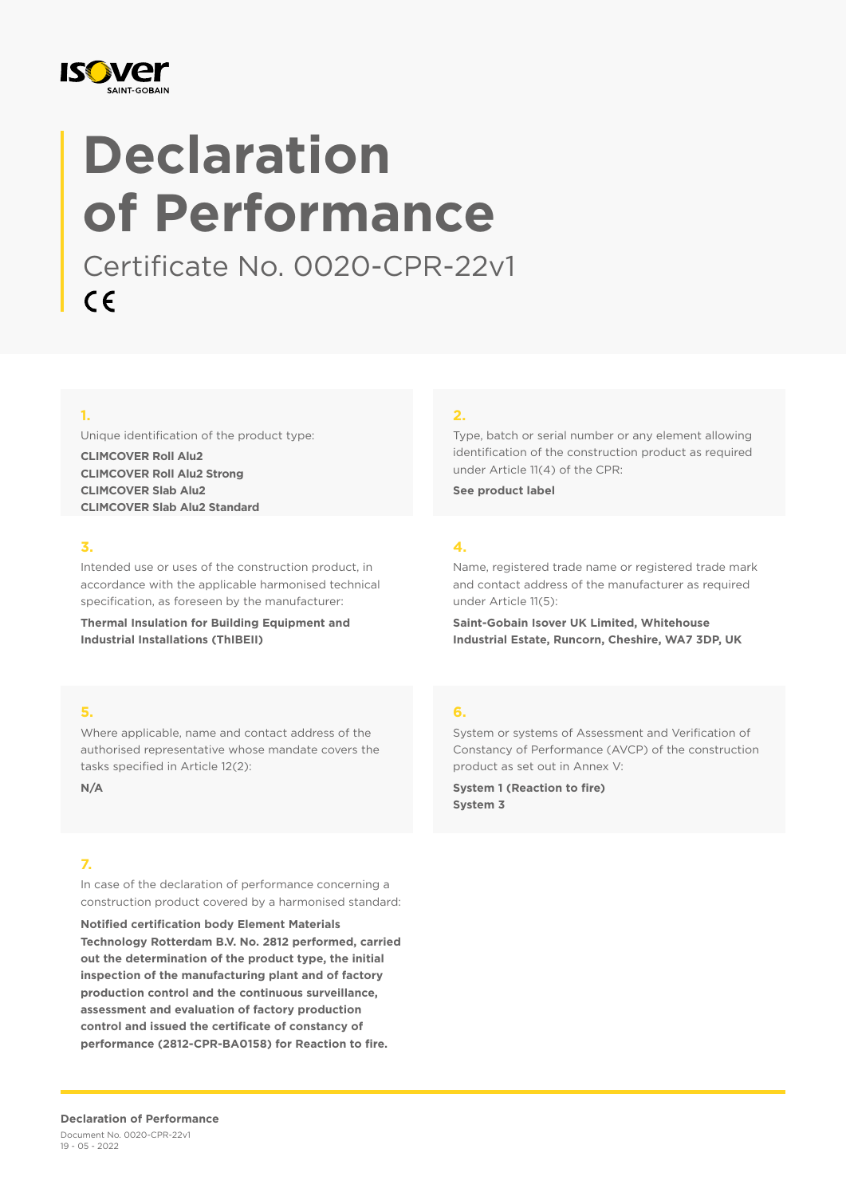# Declaration of Performance

Certificate No. 0020-CPR-22v1

CE

**1.**

Unique identification of the product type:

**CLIMCOVER Roll Alu2**
**CLIMCOVER Roll Alu2 Strong**
**CLIMCOVER Slab Alu2**
**CLIMCOVER Slab Alu2 Standard**

**2.**

Type, batch or serial number or any element allowing identification of the construction product as required under Article 11(4) of the CPR:

**See product label**

**3.**

Intended use or uses of the construction product, in accordance with the applicable harmonised technical specification, as foreseen by the manufacturer:

**Thermal Insulation for Building Equipment and Industrial Installations (ThIBEII)**

**4.**

Name, registered trade name or registered trade mark and contact address of the manufacturer as required under Article 11(5):

**Saint-Gobain Isover UK Limited, Whitehouse Industrial Estate, Runcorn, Cheshire, WA7 3DP, UK**

**5.**

Where applicable, name and contact address of the authorised representative whose mandate covers the tasks specified in Article 12(2):

**N/A**

**6.**

System or systems of Assessment and Verification of Constancy of Performance (AVCP) of the construction product as set out in Annex V:

**System 1 (Reaction to fire)**
**System 3**

**7.**

In case of the declaration of performance concerning a construction product covered by a harmonised standard:

**Notified certification body Element Materials Technology Rotterdam B.V. No. 2812 performed, carried out the determination of the product type, the initial inspection of the manufacturing plant and of factory production control and the continuous surveillance, assessment and evaluation of factory production control and issued the certificate of constancy of performance (2812-CPR-BA0158) for Reaction to fire.**

**Declaration of Performance**
Document No. 0020-CPR-22v1
19 - 05 - 2022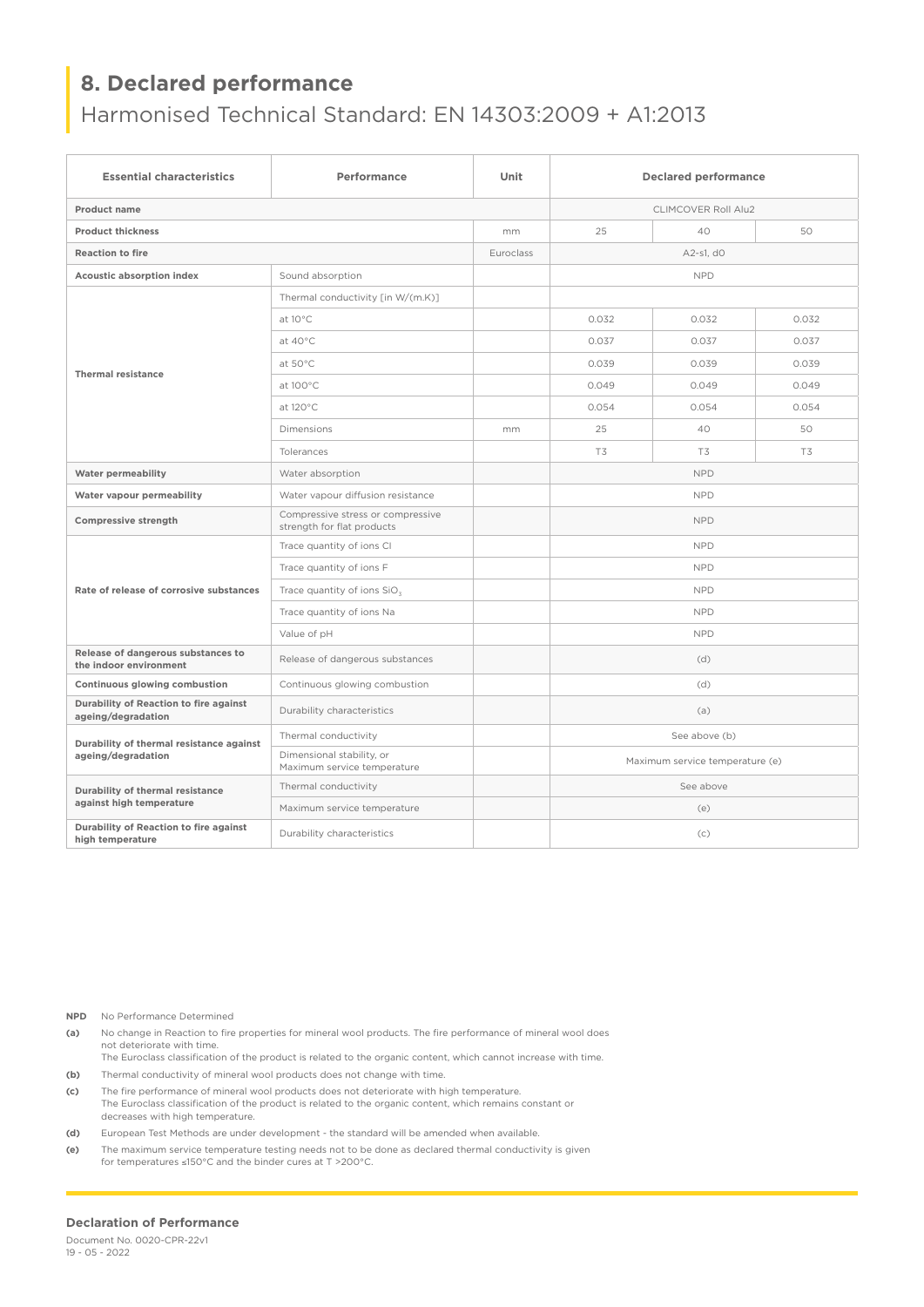## 8. Declared performance

Harmonised Technical Standard: EN 14303:2009 + A1:2013

| Essential characteristics | Performance | Unit | Declared performance | | |
|---|---|---|---|---|---|
| **Product name** | | | CLIMCOVER Roll Alu2 | | |
| **Product thickness** | | mm | 25 | 40 | 50 |
| **Reaction to fire** | | Euroclass | A2-s1, d0 | | |
| **Acoustic absorption index** | Sound absorption | | NPD | | |
| **Thermal resistance** | Thermal conductivity [in W/(m.K)] | | | | |
| | at 10°C | | 0.032 | 0.032 | 0.032 |
| | at 40°C | | 0.037 | 0.037 | 0.037 |
| | at 50°C | | 0.039 | 0.039 | 0.039 |
| | at 100°C | | 0.049 | 0.049 | 0.049 |
| | at 120°C | | 0.054 | 0.054 | 0.054 |
| | Dimensions | mm | 25 | 40 | 50 |
| | Tolerances | | T3 | T3 | T3 |
| **Water permeability** | Water absorption | | NPD | | |
| **Water vapour permeability** | Water vapour diffusion resistance | | NPD | | |
| **Compressive strength** | Compressive stress or compressive strength for flat products | | NPD | | |
| **Rate of release of corrosive substances** | Trace quantity of ions Cl | | NPD | | |
| | Trace quantity of ions F | | NPD | | |
| | Trace quantity of ions $SiO_3$ | | NPD | | |
| | Trace quantity of ions Na | | NPD | | |
| | Value of pH | | NPD | | |
| **Release of dangerous substances to the indoor environment** | Release of dangerous substances | | (d) | | |
| **Continuous glowing combustion** | Continuous glowing combustion | | (d) | | |
| **Durability of Reaction to fire against ageing/degradation** | Durability characteristics | | (a) | | |
| **Durability of thermal resistance against ageing/degradation** | Thermal conductivity | | See above (b) | | |
| | Dimensional stability, or Maximum service temperature | | Maximum service temperature (e) | | |
| **Durability of thermal resistance against high temperature** | Thermal conductivity | | See above | | |
| | Maximum service temperature | | (e) | | |
| **Durability of Reaction to fire against high temperature** | Durability characteristics | | (c) | | |

**NPD** No Performance Determined

**(a)** No change in Reaction to fire properties for mineral wool products. The fire performance of mineral wool does not deteriorate with time.
The Euroclass classification of the product is related to the organic content, which cannot increase with time.

**(b)** Thermal conductivity of mineral wool products does not change with time.

**(c)** The fire performance of mineral wool products does not deteriorate with high temperature.
The Euroclass classification of the product is related to the organic content, which remains constant or decreases with high temperature.

**(d)** European Test Methods are under development - the standard will be amended when available.

**(e)** The maximum service temperature testing needs not to be done as declared thermal conductivity is given for temperatures ≤150°C and the binder cures at T >200°C.

**Declaration of Performance**

Document No. 0020-CPR-22v1

19 - 05 - 2022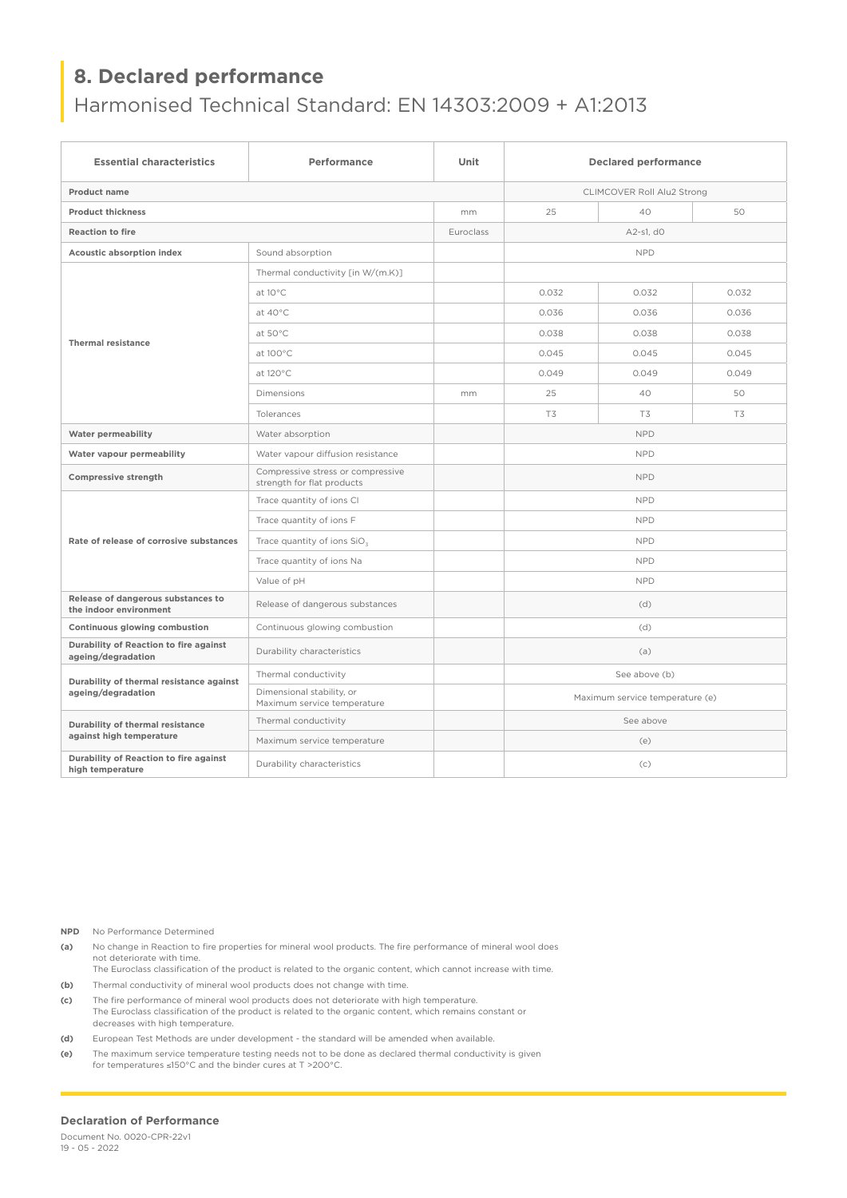## 8. Declared performance

Harmonised Technical Standard: EN 14303:2009 + A1:2013

| Essential characteristics | Performance | Unit | Declared performance | | |
|---|---|---|---|---|---|
| **Product name** | | | CLIMCOVER Roll Alu2 Strong | | |
| **Product thickness** | | mm | 25 | 40 | 50 |
| **Reaction to fire** | | Euroclass | A2-s1, d0 | | |
| **Acoustic absorption index** | Sound absorption | | NPD | | |
| **Thermal resistance** | Thermal conductivity [in W/(m.K)] | | | | |
| | at 10°C | | 0.032 | 0.032 | 0.032 |
| | at 40°C | | 0.036 | 0.036 | 0.036 |
| | at 50°C | | 0.038 | 0.038 | 0.038 |
| | at 100°C | | 0.045 | 0.045 | 0.045 |
| | at 120°C | | 0.049 | 0.049 | 0.049 |
| | Dimensions | mm | 25 | 40 | 50 |
| | Tolerances | | T3 | T3 | T3 |
| **Water permeability** | Water absorption | | NPD | | |
| **Water vapour permeability** | Water vapour diffusion resistance | | NPD | | |
| **Compressive strength** | Compressive stress or compressive strength for flat products | | NPD | | |
| **Rate of release of corrosive substances** | Trace quantity of ions Cl | | NPD | | |
| | Trace quantity of ions F | | NPD | | |
| | Trace quantity of ions $SiO_3$ | | NPD | | |
| | Trace quantity of ions Na | | NPD | | |
| | Value of pH | | NPD | | |
| **Release of dangerous substances to the indoor environment** | Release of dangerous substances | | (d) | | |
| **Continuous glowing combustion** | Continuous glowing combustion | | (d) | | |
| **Durability of Reaction to fire against ageing/degradation** | Durability characteristics | | (a) | | |
| **Durability of thermal resistance against ageing/degradation** | Thermal conductivity | | See above (b) | | |
| | Dimensional stability, or Maximum service temperature | | Maximum service temperature (e) | | |
| **Durability of thermal resistance against high temperature** | Thermal conductivity | | See above | | |
| | Maximum service temperature | | (e) | | |
| **Durability of Reaction to fire against high temperature** | Durability characteristics | | (c) | | |

**NPD** No Performance Determined

**(a)** No change in Reaction to fire properties for mineral wool products. The fire performance of mineral wool does not deteriorate with time.
The Euroclass classification of the product is related to the organic content, which cannot increase with time.

**(b)** Thermal conductivity of mineral wool products does not change with time.

**(c)** The fire performance of mineral wool products does not deteriorate with high temperature.
The Euroclass classification of the product is related to the organic content, which remains constant or decreases with high temperature.

**(d)** European Test Methods are under development - the standard will be amended when available.

**(e)** The maximum service temperature testing needs not to be done as declared thermal conductivity is given for temperatures ≤150°C and the binder cures at T >200°C.

**Declaration of Performance**

Document No. 0020-CPR-22v1
19 - 05 - 2022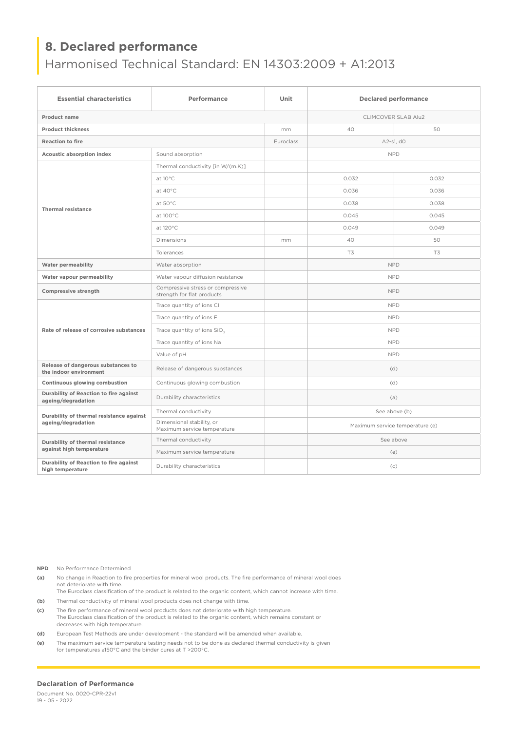## 8. Declared performance

Harmonised Technical Standard: EN 14303:2009 + A1:2013

| Essential characteristics | Performance | Unit | Declared performance | |
|---|---|---|---|---|
| **Product name** | | | CLIMCOVER SLAB Alu2 | |
| **Product thickness** | | mm | 40 | 50 |
| **Reaction to fire** | | Euroclass | A2-s1, d0 | |
| **Acoustic absorption index** | Sound absorption | | NPD | |
| **Thermal resistance** | Thermal conductivity [in W/(m.K)] | | | |
| | at 10°C | | 0.032 | 0.032 |
| | at 40°C | | 0.036 | 0.036 |
| | at 50°C | | 0.038 | 0.038 |
| | at 100°C | | 0.045 | 0.045 |
| | at 120°C | | 0.049 | 0.049 |
| | Dimensions | mm | 40 | 50 |
| | Tolerances | | T3 | T3 |
| **Water permeability** | Water absorption | | NPD | |
| **Water vapour permeability** | Water vapour diffusion resistance | | NPD | |
| **Compressive strength** | Compressive stress or compressive strength for flat products | | NPD | |
| **Rate of release of corrosive substances** | Trace quantity of ions Cl | | NPD | |
| | Trace quantity of ions F | | NPD | |
| | Trace quantity of ions $SiO_3$ | | NPD | |
| | Trace quantity of ions Na | | NPD | |
| | Value of pH | | NPD | |
| **Release of dangerous substances to the indoor environment** | Release of dangerous substances | | (d) | |
| **Continuous glowing combustion** | Continuous glowing combustion | | (d) | |
| **Durability of Reaction to fire against ageing/degradation** | Durability characteristics | | (a) | |
| **Durability of thermal resistance against ageing/degradation** | Thermal conductivity | | See above (b) | |
| | Dimensional stability, or Maximum service temperature | | Maximum service temperature (e) | |
| **Durability of thermal resistance against high temperature** | Thermal conductivity | | See above | |
| | Maximum service temperature | | (e) | |
| **Durability of Reaction to fire against high temperature** | Durability characteristics | | (c) | |

**NPD** No Performance Determined

**(a)** No change in Reaction to fire properties for mineral wool products. The fire performance of mineral wool does not deteriorate with time.
The Euroclass classification of the product is related to the organic content, which cannot increase with time.

**(b)** Thermal conductivity of mineral wool products does not change with time.

**(c)** The fire performance of mineral wool products does not deteriorate with high temperature.
The Euroclass classification of the product is related to the organic content, which remains constant or decreases with high temperature.

**(d)** European Test Methods are under development - the standard will be amended when available.

**(e)** The maximum service temperature testing needs not to be done as declared thermal conductivity is given for temperatures ≤150°C and the binder cures at T >200°C.

**Declaration of Performance**

Document No. 0020-CPR-22v1
19 - 05 - 2022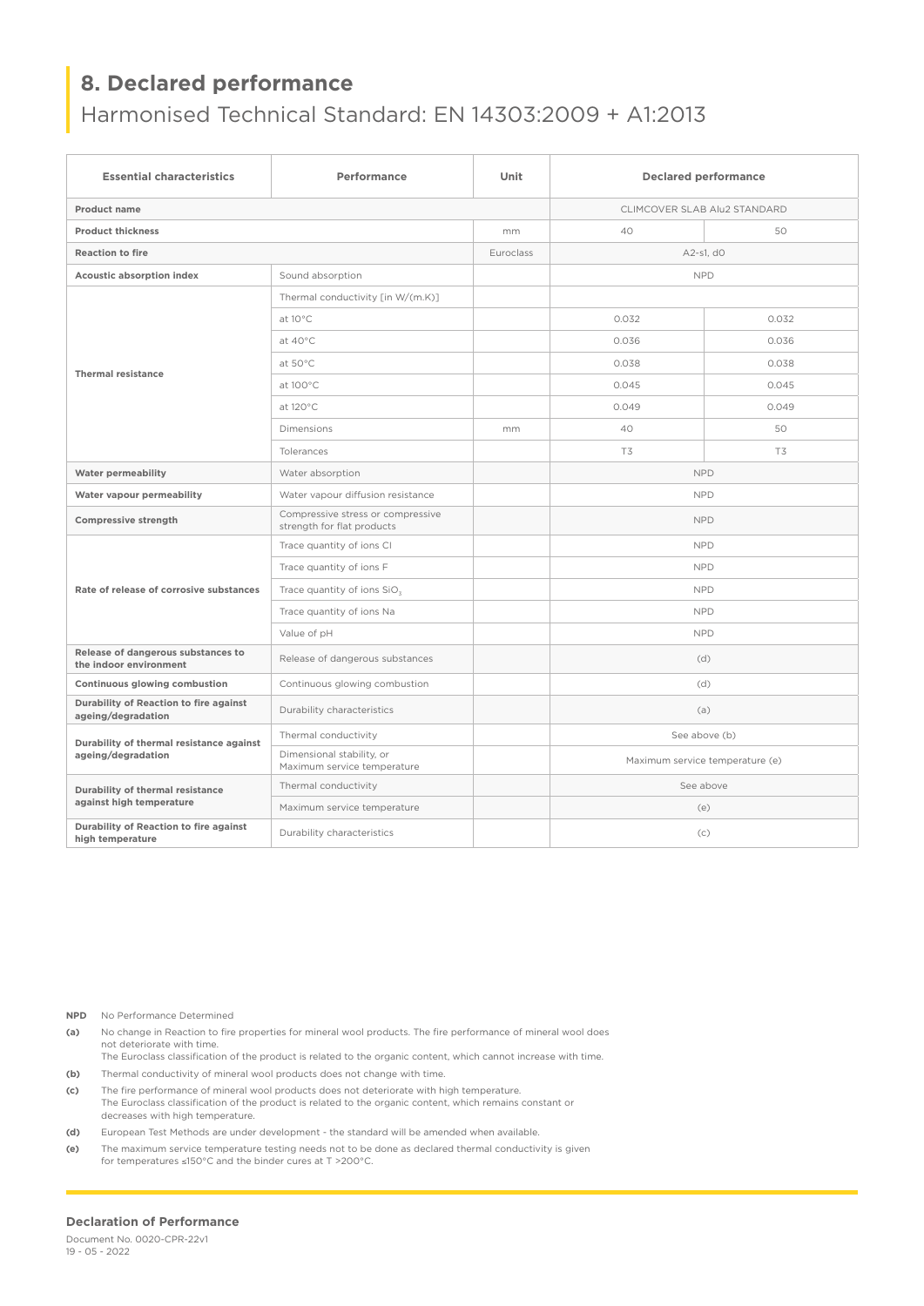## 8. Declared performance

Harmonised Technical Standard: EN 14303:2009 + A1:2013

| Essential characteristics | Performance | Unit | Declared performance | |
|---|---|---|---|---|
| **Product name** | | | CLIMCOVER SLAB Alu2 STANDARD | |
| **Product thickness** | | mm | 40 | 50 |
| **Reaction to fire** | | Euroclass | A2-s1, d0 | |
| **Acoustic absorption index** | Sound absorption | | NPD | |
| **Thermal resistance** | Thermal conductivity [in W/(m.K)] | | | |
| | at 10°C | | 0.032 | 0.032 |
| | at 40°C | | 0.036 | 0.036 |
| | at 50°C | | 0.038 | 0.038 |
| | at 100°C | | 0.045 | 0.045 |
| | at 120°C | | 0.049 | 0.049 |
| | Dimensions | mm | 40 | 50 |
| | Tolerances | | T3 | T3 |
| **Water permeability** | Water absorption | | NPD | |
| **Water vapour permeability** | Water vapour diffusion resistance | | NPD | |
| **Compressive strength** | Compressive stress or compressive strength for flat products | | NPD | |
| **Rate of release of corrosive substances** | Trace quantity of ions Cl | | NPD | |
| | Trace quantity of ions F | | NPD | |
| | Trace quantity of ions $SiO_3$ | | NPD | |
| | Trace quantity of ions Na | | NPD | |
| | Value of pH | | NPD | |
| **Release of dangerous substances to the indoor environment** | Release of dangerous substances | | (d) | |
| **Continuous glowing combustion** | Continuous glowing combustion | | (d) | |
| **Durability of Reaction to fire against ageing/degradation** | Durability characteristics | | (a) | |
| **Durability of thermal resistance against ageing/degradation** | Thermal conductivity | | See above (b) | |
| | Dimensional stability, or Maximum service temperature | | Maximum service temperature (e) | |
| **Durability of thermal resistance against high temperature** | Thermal conductivity | | See above | |
| | Maximum service temperature | | (e) | |
| **Durability of Reaction to fire against high temperature** | Durability characteristics | | (c) | |

**NPD** No Performance Determined

**(a)** No change in Reaction to fire properties for mineral wool products. The fire performance of mineral wool does not deteriorate with time.
The Euroclass classification of the product is related to the organic content, which cannot increase with time.

**(b)** Thermal conductivity of mineral wool products does not change with time.

**(c)** The fire performance of mineral wool products does not deteriorate with high temperature.
The Euroclass classification of the product is related to the organic content, which remains constant or decreases with high temperature.

**(d)** European Test Methods are under development - the standard will be amended when available.

**(e)** The maximum service temperature testing needs not to be done as declared thermal conductivity is given for temperatures ≤150°C and the binder cures at T >200°C.

**Declaration of Performance**

Document No. 0020-CPR-22v1
19 - 05 - 2022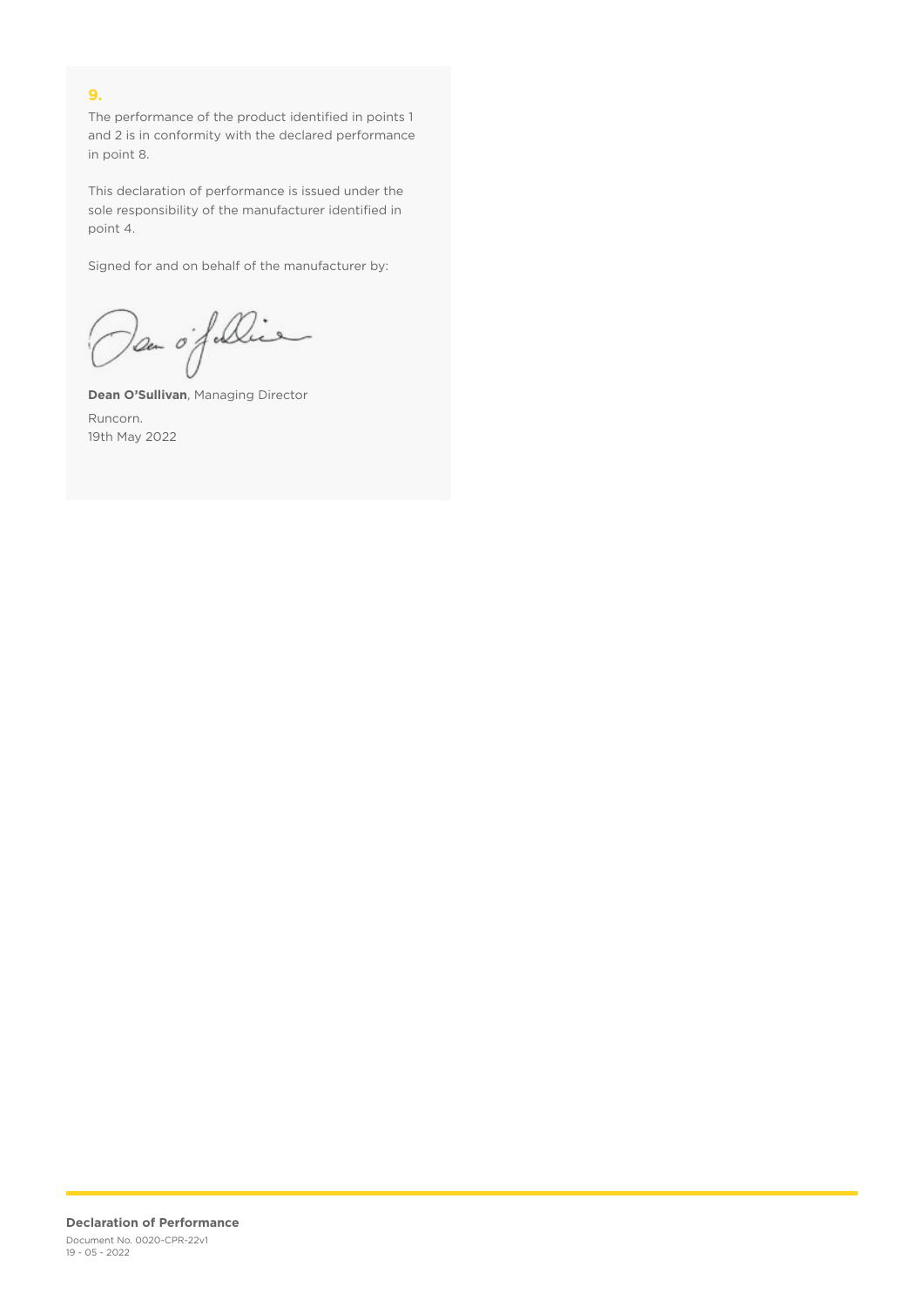## 9.

The performance of the product identified in points 1 and 2 is in conformity with the declared performance in point 8.

This declaration of performance is issued under the sole responsibility of the manufacturer identified in point 4.

Signed for and on behalf of the manufacturer by:

**Dean O'Sullivan**, Managing Director

Runcorn.
19th May 2022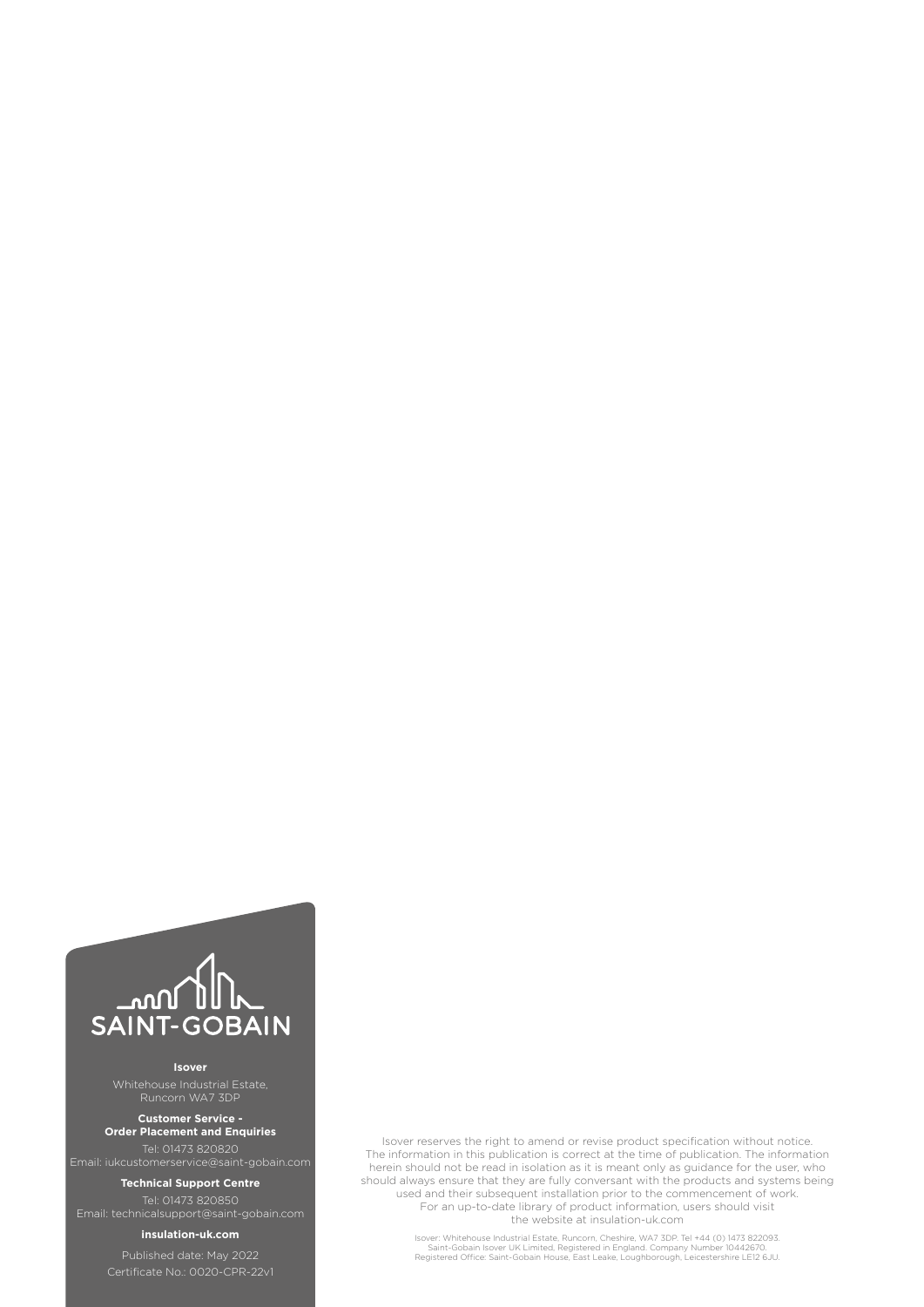SAINT-GOBAIN

**Isover**

Whitehouse Industrial Estate,
Runcorn WA7 3DP

**Customer Service -**
**Order Placement and Enquiries**

Tel: 01473 820820
Email: iukcustomerservice@saint-gobain.com

**Technical Support Centre**

Tel: 01473 820850
Email: technicalsupport@saint-gobain.com

**insulation-uk.com**

Published date: May 2022
Certificate No.: 0020-CPR-22v1

Isover reserves the right to amend or revise product specification without notice. The information in this publication is correct at the time of publication. The information herein should not be read in isolation as it is meant only as guidance for the user, who should always ensure that they are fully conversant with the products and systems being used and their subsequent installation prior to the commencement of work. For an up-to-date library of product information, users should visit the website at insulation-uk.com

Isover: Whitehouse Industrial Estate, Runcorn, Cheshire, WA7 3DP. Tel +44 (0) 1473 822093.
Saint-Gobain Isover UK Limited, Registered in England. Company Number 10442670.
Registered Office: Saint-Gobain House, East Leake, Loughborough, Leicestershire LE12 6JU.